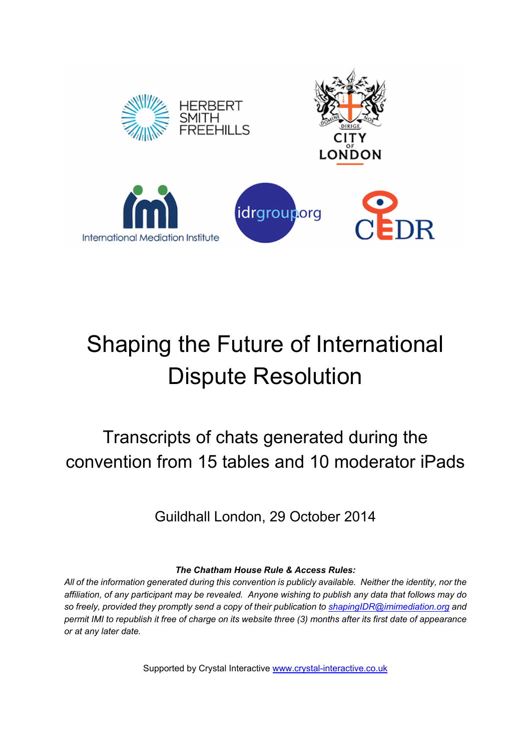HERBERT SMITH FREEHILLS

CITY OF LONDON

International Mediation Institute

idrgroup.org

CEDR

# Shaping the Future of International Dispute Resolution

## Transcripts of chats generated during the convention from 15 tables and 10 moderator iPads

Guildhall London, 29 October 2014

***The Chatham House Rule & Access Rules:***

*All of the information generated during this convention is publicly available. Neither the identity, nor the affiliation, of any participant may be revealed. Anyone wishing to publish any data that follows may do so freely, provided they promptly send a copy of their publication to shapingIDR@imimediation.org and permit IMI to republish it free of charge on its website three (3) months after its first date of appearance or at any later date.*

Supported by Crystal Interactive www.crystal-interactive.co.uk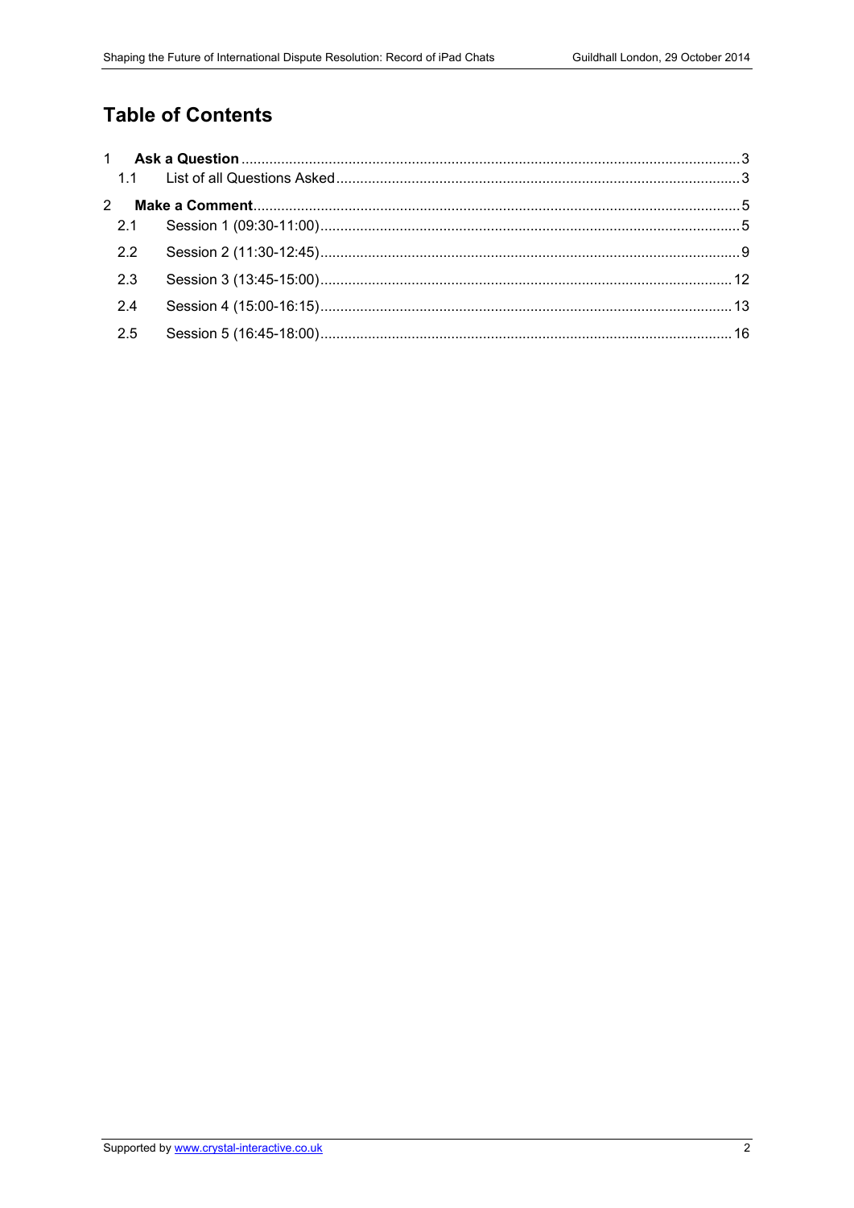# Table of Contents

1 **Ask a Question** ... 3
 1.1 List of all Questions Asked ... 3

2 **Make a Comment** ... 5
 2.1 Session 1 (09:30-11:00) ... 5
 2.2 Session 2 (11:30-12:45) ... 9
 2.3 Session 3 (13:45-15:00) ... 12
 2.4 Session 4 (15:00-16:15) ... 13
 2.5 Session 5 (16:45-18:00) ... 16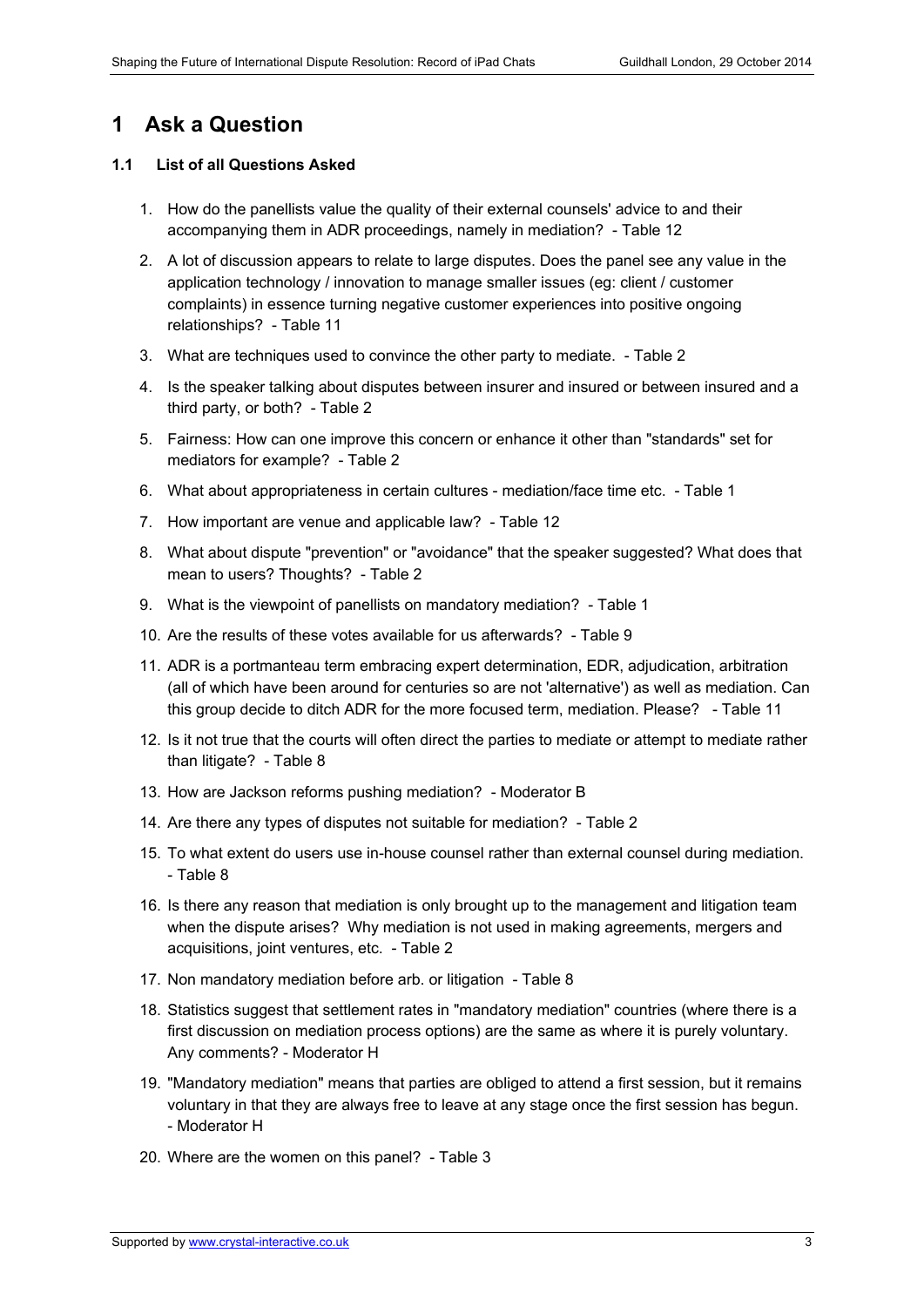# 1 Ask a Question

### 1.1 List of all Questions Asked

1. How do the panellists value the quality of their external counsels' advice to and their accompanying them in ADR proceedings, namely in mediation? - Table 12
2. A lot of discussion appears to relate to large disputes. Does the panel see any value in the application technology / innovation to manage smaller issues (eg: client / customer complaints) in essence turning negative customer experiences into positive ongoing relationships? - Table 11
3. What are techniques used to convince the other party to mediate. - Table 2
4. Is the speaker talking about disputes between insurer and insured or between insured and a third party, or both? - Table 2
5. Fairness: How can one improve this concern or enhance it other than "standards" set for mediators for example? - Table 2
6. What about appropriateness in certain cultures - mediation/face time etc. - Table 1
7. How important are venue and applicable law? - Table 12
8. What about dispute "prevention" or "avoidance" that the speaker suggested? What does that mean to users? Thoughts? - Table 2
9. What is the viewpoint of panellists on mandatory mediation? - Table 1
10. Are the results of these votes available for us afterwards? - Table 9
11. ADR is a portmanteau term embracing expert determination, EDR, adjudication, arbitration (all of which have been around for centuries so are not 'alternative') as well as mediation. Can this group decide to ditch ADR for the more focused term, mediation. Please? - Table 11
12. Is it not true that the courts will often direct the parties to mediate or attempt to mediate rather than litigate? - Table 8
13. How are Jackson reforms pushing mediation? - Moderator B
14. Are there any types of disputes not suitable for mediation? - Table 2
15. To what extent do users use in-house counsel rather than external counsel during mediation. - Table 8
16. Is there any reason that mediation is only brought up to the management and litigation team when the dispute arises? Why mediation is not used in making agreements, mergers and acquisitions, joint ventures, etc. - Table 2
17. Non mandatory mediation before arb. or litigation - Table 8
18. Statistics suggest that settlement rates in "mandatory mediation" countries (where there is a first discussion on mediation process options) are the same as where it is purely voluntary. Any comments? - Moderator H
19. "Mandatory mediation" means that parties are obliged to attend a first session, but it remains voluntary in that they are always free to leave at any stage once the first session has begun. - Moderator H
20. Where are the women on this panel? - Table 3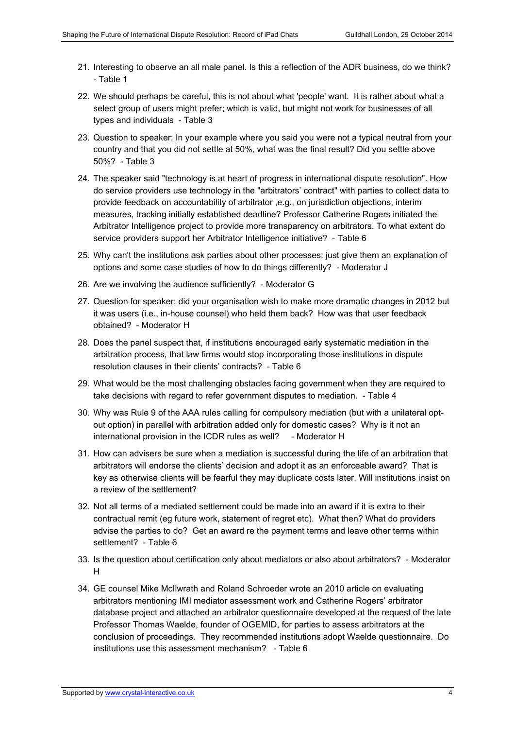21. Interesting to observe an all male panel. Is this a reflection of the ADR business, do we think? - Table 1

22. We should perhaps be careful, this is not about what 'people' want. It is rather about what a select group of users might prefer; which is valid, but might not work for businesses of all types and individuals - Table 3

23. Question to speaker: In your example where you said you were not a typical neutral from your country and that you did not settle at 50%, what was the final result? Did you settle above 50%? - Table 3

24. The speaker said "technology is at heart of progress in international dispute resolution". How do service providers use technology in the "arbitrators' contract" with parties to collect data to provide feedback on accountability of arbitrator ,e.g., on jurisdiction objections, interim measures, tracking initially established deadline? Professor Catherine Rogers initiated the Arbitrator Intelligence project to provide more transparency on arbitrators. To what extent do service providers support her Arbitrator Intelligence initiative? - Table 6

25. Why can't the institutions ask parties about other processes: just give them an explanation of options and some case studies of how to do things differently? - Moderator J

26. Are we involving the audience sufficiently? - Moderator G

27. Question for speaker: did your organisation wish to make more dramatic changes in 2012 but it was users (i.e., in-house counsel) who held them back? How was that user feedback obtained? - Moderator H

28. Does the panel suspect that, if institutions encouraged early systematic mediation in the arbitration process, that law firms would stop incorporating those institutions in dispute resolution clauses in their clients' contracts? - Table 6

29. What would be the most challenging obstacles facing government when they are required to take decisions with regard to refer government disputes to mediation. - Table 4

30. Why was Rule 9 of the AAA rules calling for compulsory mediation (but with a unilateral opt-out option) in parallel with arbitration added only for domestic cases? Why is it not an international provision in the ICDR rules as well? - Moderator H

31. How can advisers be sure when a mediation is successful during the life of an arbitration that arbitrators will endorse the clients' decision and adopt it as an enforceable award? That is key as otherwise clients will be fearful they may duplicate costs later. Will institutions insist on a review of the settlement?

32. Not all terms of a mediated settlement could be made into an award if it is extra to their contractual remit (eg future work, statement of regret etc). What then? What do providers advise the parties to do? Get an award re the payment terms and leave other terms within settlement? - Table 6

33. Is the question about certification only about mediators or also about arbitrators? - Moderator H

34. GE counsel Mike McIlwrath and Roland Schroeder wrote an 2010 article on evaluating arbitrators mentioning IMI mediator assessment work and Catherine Rogers' arbitrator database project and attached an arbitrator questionnaire developed at the request of the late Professor Thomas Waelde, founder of OGEMID, for parties to assess arbitrators at the conclusion of proceedings. They recommended institutions adopt Waelde questionnaire. Do institutions use this assessment mechanism? - Table 6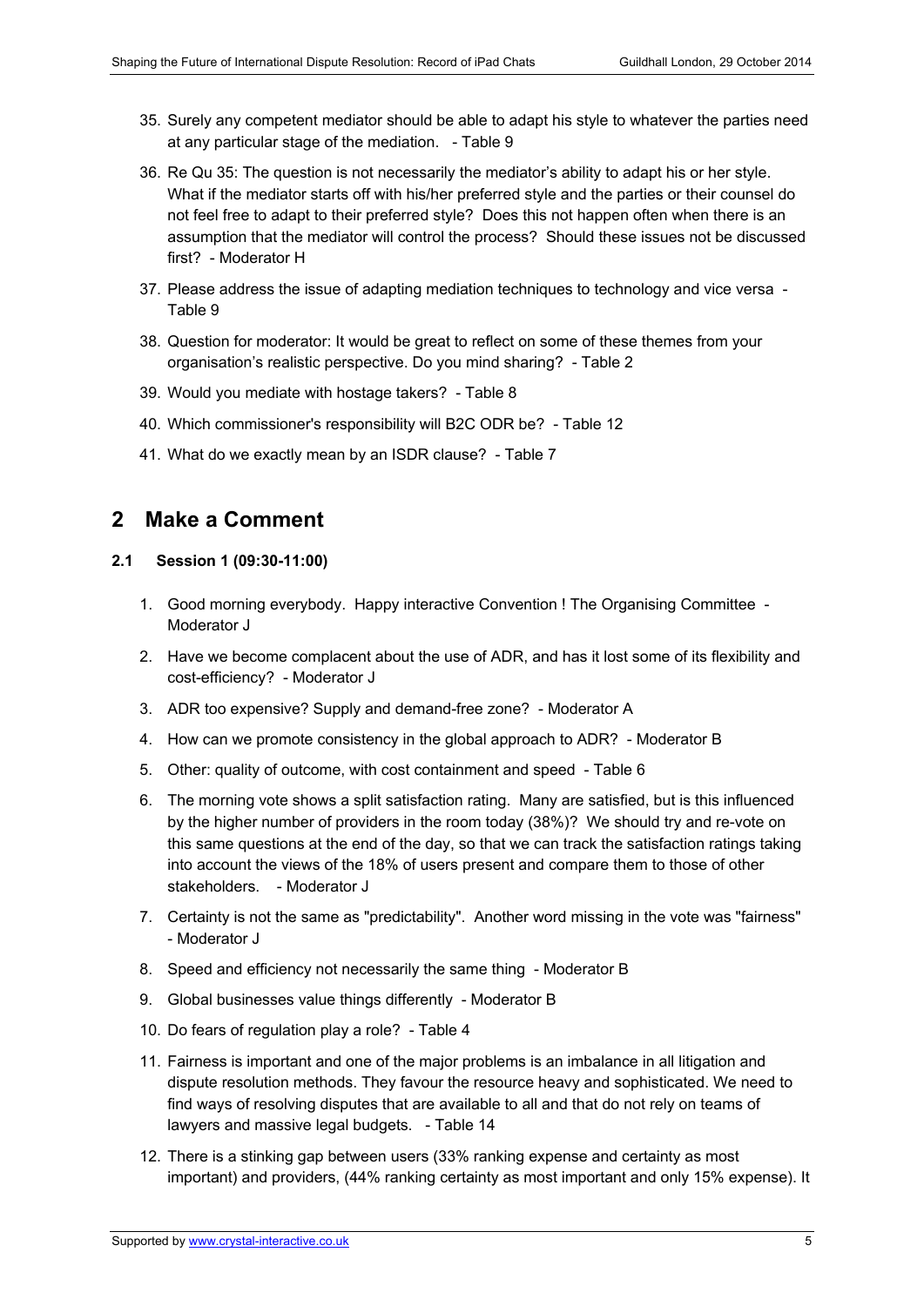35. Surely any competent mediator should be able to adapt his style to whatever the parties need at any particular stage of the mediation. - Table 9

36. Re Qu 35: The question is not necessarily the mediator's ability to adapt his or her style. What if the mediator starts off with his/her preferred style and the parties or their counsel do not feel free to adapt to their preferred style? Does this not happen often when there is an assumption that the mediator will control the process? Should these issues not be discussed first? - Moderator H

37. Please address the issue of adapting mediation techniques to technology and vice versa - Table 9

38. Question for moderator: It would be great to reflect on some of these themes from your organisation's realistic perspective. Do you mind sharing? - Table 2

39. Would you mediate with hostage takers? - Table 8

40. Which commissioner's responsibility will B2C ODR be? - Table 12

41. What do we exactly mean by an ISDR clause? - Table 7

# 2 Make a Comment

## 2.1 Session 1 (09:30-11:00)

1. Good morning everybody. Happy interactive Convention ! The Organising Committee - Moderator J

2. Have we become complacent about the use of ADR, and has it lost some of its flexibility and cost-efficiency? - Moderator J

3. ADR too expensive? Supply and demand-free zone? - Moderator A

4. How can we promote consistency in the global approach to ADR? - Moderator B

5. Other: quality of outcome, with cost containment and speed - Table 6

6. The morning vote shows a split satisfaction rating. Many are satisfied, but is this influenced by the higher number of providers in the room today (38%)? We should try and re-vote on this same questions at the end of the day, so that we can track the satisfaction ratings taking into account the views of the 18% of users present and compare them to those of other stakeholders. - Moderator J

7. Certainty is not the same as "predictability". Another word missing in the vote was "fairness" - Moderator J

8. Speed and efficiency not necessarily the same thing - Moderator B

9. Global businesses value things differently - Moderator B

10. Do fears of regulation play a role? - Table 4

11. Fairness is important and one of the major problems is an imbalance in all litigation and dispute resolution methods. They favour the resource heavy and sophisticated. We need to find ways of resolving disputes that are available to all and that do not rely on teams of lawyers and massive legal budgets. - Table 14

12. There is a stinking gap between users (33% ranking expense and certainty as most important) and providers, (44% ranking certainty as most important and only 15% expense). It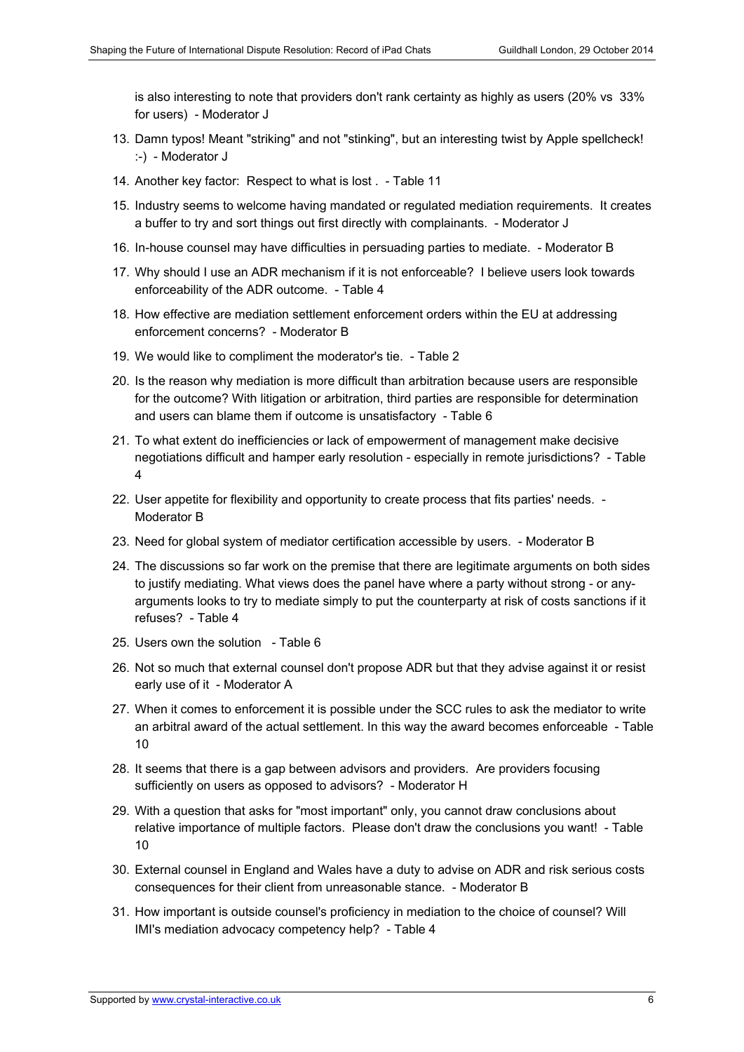is also interesting to note that providers don't rank certainty as highly as users (20% vs 33% for users) - Moderator J

13. Damn typos! Meant "striking" and not "stinking", but an interesting twist by Apple spellcheck! :-) - Moderator J
14. Another key factor: Respect to what is lost . - Table 11
15. Industry seems to welcome having mandated or regulated mediation requirements. It creates a buffer to try and sort things out first directly with complainants. - Moderator J
16. In-house counsel may have difficulties in persuading parties to mediate. - Moderator B
17. Why should I use an ADR mechanism if it is not enforceable? I believe users look towards enforceability of the ADR outcome. - Table 4
18. How effective are mediation settlement enforcement orders within the EU at addressing enforcement concerns? - Moderator B
19. We would like to compliment the moderator's tie. - Table 2
20. Is the reason why mediation is more difficult than arbitration because users are responsible for the outcome? With litigation or arbitration, third parties are responsible for determination and users can blame them if outcome is unsatisfactory - Table 6
21. To what extent do inefficiencies or lack of empowerment of management make decisive negotiations difficult and hamper early resolution - especially in remote jurisdictions? - Table 4
22. User appetite for flexibility and opportunity to create process that fits parties' needs. - Moderator B
23. Need for global system of mediator certification accessible by users. - Moderator B
24. The discussions so far work on the premise that there are legitimate arguments on both sides to justify mediating. What views does the panel have where a party without strong - or any- arguments looks to try to mediate simply to put the counterparty at risk of costs sanctions if it refuses? - Table 4
25. Users own the solution - Table 6
26. Not so much that external counsel don't propose ADR but that they advise against it or resist early use of it - Moderator A
27. When it comes to enforcement it is possible under the SCC rules to ask the mediator to write an arbitral award of the actual settlement. In this way the award becomes enforceable - Table 10
28. It seems that there is a gap between advisors and providers. Are providers focusing sufficiently on users as opposed to advisors? - Moderator H
29. With a question that asks for "most important" only, you cannot draw conclusions about relative importance of multiple factors. Please don't draw the conclusions you want! - Table 10
30. External counsel in England and Wales have a duty to advise on ADR and risk serious costs consequences for their client from unreasonable stance. - Moderator B
31. How important is outside counsel's proficiency in mediation to the choice of counsel? Will IMI's mediation advocacy competency help? - Table 4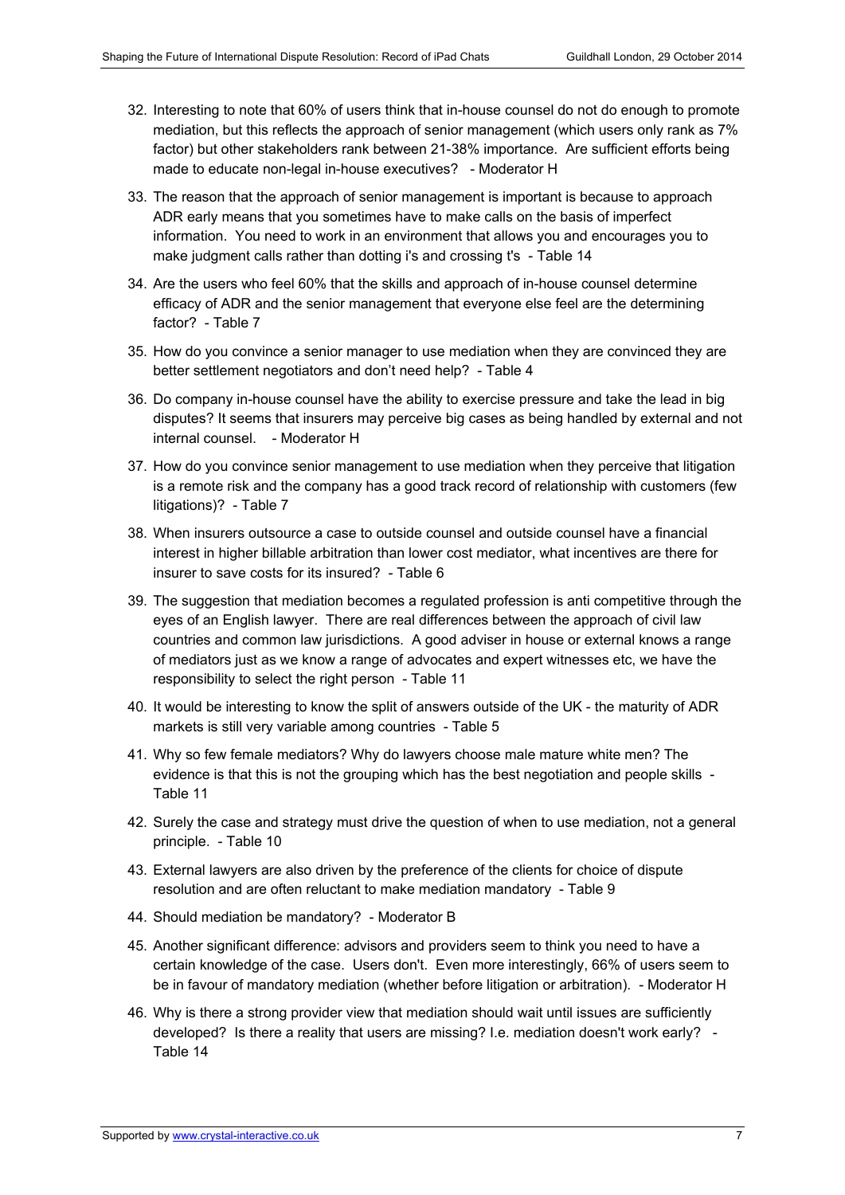32. Interesting to note that 60% of users think that in-house counsel do not do enough to promote mediation, but this reflects the approach of senior management (which users only rank as 7% factor) but other stakeholders rank between 21-38% importance. Are sufficient efforts being made to educate non-legal in-house executives? - Moderator H

33. The reason that the approach of senior management is important is because to approach ADR early means that you sometimes have to make calls on the basis of imperfect information. You need to work in an environment that allows you and encourages you to make judgment calls rather than dotting i's and crossing t's - Table 14

34. Are the users who feel 60% that the skills and approach of in-house counsel determine efficacy of ADR and the senior management that everyone else feel are the determining factor? - Table 7

35. How do you convince a senior manager to use mediation when they are convinced they are better settlement negotiators and don't need help? - Table 4

36. Do company in-house counsel have the ability to exercise pressure and take the lead in big disputes? It seems that insurers may perceive big cases as being handled by external and not internal counsel. - Moderator H

37. How do you convince senior management to use mediation when they perceive that litigation is a remote risk and the company has a good track record of relationship with customers (few litigations)? - Table 7

38. When insurers outsource a case to outside counsel and outside counsel have a financial interest in higher billable arbitration than lower cost mediator, what incentives are there for insurer to save costs for its insured? - Table 6

39. The suggestion that mediation becomes a regulated profession is anti competitive through the eyes of an English lawyer. There are real differences between the approach of civil law countries and common law jurisdictions. A good adviser in house or external knows a range of mediators just as we know a range of advocates and expert witnesses etc, we have the responsibility to select the right person - Table 11

40. It would be interesting to know the split of answers outside of the UK - the maturity of ADR markets is still very variable among countries - Table 5

41. Why so few female mediators? Why do lawyers choose male mature white men? The evidence is that this is not the grouping which has the best negotiation and people skills - Table 11

42. Surely the case and strategy must drive the question of when to use mediation, not a general principle. - Table 10

43. External lawyers are also driven by the preference of the clients for choice of dispute resolution and are often reluctant to make mediation mandatory - Table 9

44. Should mediation be mandatory? - Moderator B

45. Another significant difference: advisors and providers seem to think you need to have a certain knowledge of the case. Users don't. Even more interestingly, 66% of users seem to be in favour of mandatory mediation (whether before litigation or arbitration). - Moderator H

46. Why is there a strong provider view that mediation should wait until issues are sufficiently developed? Is there a reality that users are missing? I.e. mediation doesn't work early? - Table 14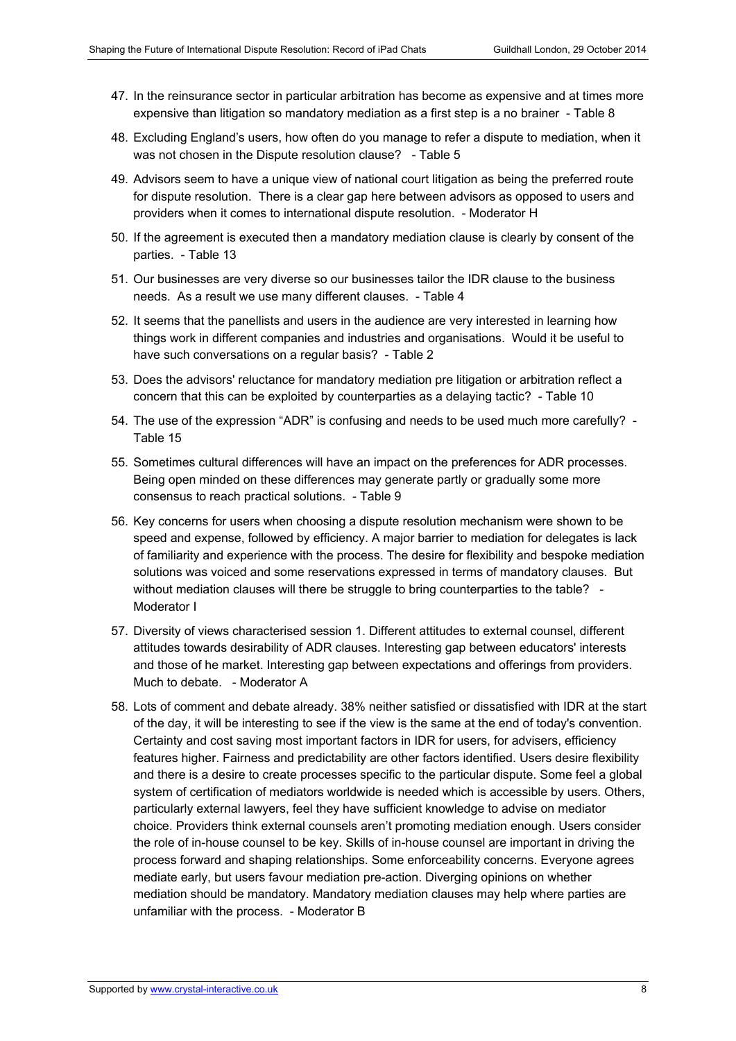47. In the reinsurance sector in particular arbitration has become as expensive and at times more expensive than litigation so mandatory mediation as a first step is a no brainer - Table 8

48. Excluding England's users, how often do you manage to refer a dispute to mediation, when it was not chosen in the Dispute resolution clause? - Table 5

49. Advisors seem to have a unique view of national court litigation as being the preferred route for dispute resolution. There is a clear gap here between advisors as opposed to users and providers when it comes to international dispute resolution. - Moderator H

50. If the agreement is executed then a mandatory mediation clause is clearly by consent of the parties. - Table 13

51. Our businesses are very diverse so our businesses tailor the IDR clause to the business needs. As a result we use many different clauses. - Table 4

52. It seems that the panellists and users in the audience are very interested in learning how things work in different companies and industries and organisations. Would it be useful to have such conversations on a regular basis? - Table 2

53. Does the advisors' reluctance for mandatory mediation pre litigation or arbitration reflect a concern that this can be exploited by counterparties as a delaying tactic? - Table 10

54. The use of the expression "ADR" is confusing and needs to be used much more carefully? - Table 15

55. Sometimes cultural differences will have an impact on the preferences for ADR processes. Being open minded on these differences may generate partly or gradually some more consensus to reach practical solutions. - Table 9

56. Key concerns for users when choosing a dispute resolution mechanism were shown to be speed and expense, followed by efficiency. A major barrier to mediation for delegates is lack of familiarity and experience with the process. The desire for flexibility and bespoke mediation solutions was voiced and some reservations expressed in terms of mandatory clauses. But without mediation clauses will there be struggle to bring counterparties to the table? - Moderator I

57. Diversity of views characterised session 1. Different attitudes to external counsel, different attitudes towards desirability of ADR clauses. Interesting gap between educators' interests and those of he market. Interesting gap between expectations and offerings from providers. Much to debate. - Moderator A

58. Lots of comment and debate already. 38% neither satisfied or dissatisfied with IDR at the start of the day, it will be interesting to see if the view is the same at the end of today's convention. Certainty and cost saving most important factors in IDR for users, for advisers, efficiency features higher. Fairness and predictability are other factors identified. Users desire flexibility and there is a desire to create processes specific to the particular dispute. Some feel a global system of certification of mediators worldwide is needed which is accessible by users. Others, particularly external lawyers, feel they have sufficient knowledge to advise on mediator choice. Providers think external counsels aren't promoting mediation enough. Users consider the role of in-house counsel to be key. Skills of in-house counsel are important in driving the process forward and shaping relationships. Some enforceability concerns. Everyone agrees mediate early, but users favour mediation pre-action. Diverging opinions on whether mediation should be mandatory. Mandatory mediation clauses may help where parties are unfamiliar with the process. - Moderator B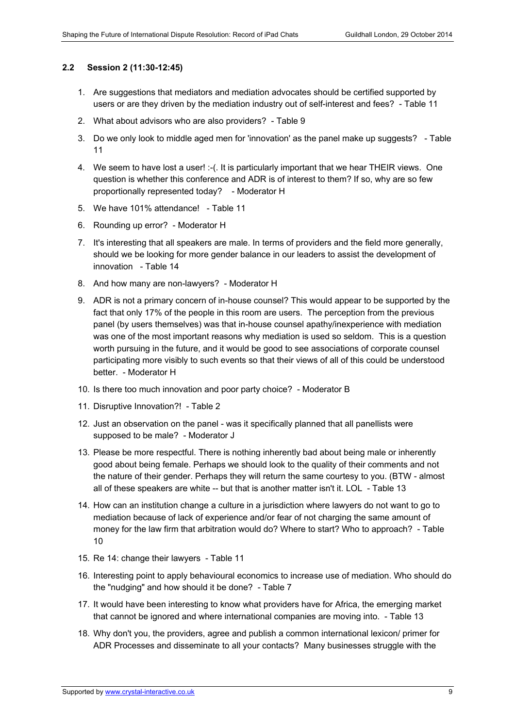### 2.2 Session 2 (11:30-12:45)

1. Are suggestions that mediators and mediation advocates should be certified supported by users or are they driven by the mediation industry out of self-interest and fees? - Table 11
2. What about advisors who are also providers? - Table 9
3. Do we only look to middle aged men for 'innovation' as the panel make up suggests? - Table 11
4. We seem to have lost a user! :-(. It is particularly important that we hear THEIR views. One question is whether this conference and ADR is of interest to them? If so, why are so few proportionally represented today? - Moderator H
5. We have 101% attendance! - Table 11
6. Rounding up error? - Moderator H
7. It's interesting that all speakers are male. In terms of providers and the field more generally, should we be looking for more gender balance in our leaders to assist the development of innovation - Table 14
8. And how many are non-lawyers? - Moderator H
9. ADR is not a primary concern of in-house counsel? This would appear to be supported by the fact that only 17% of the people in this room are users. The perception from the previous panel (by users themselves) was that in-house counsel apathy/inexperience with mediation was one of the most important reasons why mediation is used so seldom. This is a question worth pursuing in the future, and it would be good to see associations of corporate counsel participating more visibly to such events so that their views of all of this could be understood better. - Moderator H
10. Is there too much innovation and poor party choice? - Moderator B
11. Disruptive Innovation?! - Table 2
12. Just an observation on the panel - was it specifically planned that all panellists were supposed to be male? - Moderator J
13. Please be more respectful. There is nothing inherently bad about being male or inherently good about being female. Perhaps we should look to the quality of their comments and not the nature of their gender. Perhaps they will return the same courtesy to you. (BTW - almost all of these speakers are white -- but that is another matter isn't it. LOL - Table 13
14. How can an institution change a culture in a jurisdiction where lawyers do not want to go to mediation because of lack of experience and/or fear of not charging the same amount of money for the law firm that arbitration would do? Where to start? Who to approach? - Table 10
15. Re 14: change their lawyers - Table 11
16. Interesting point to apply behavioural economics to increase use of mediation. Who should do the "nudging" and how should it be done? - Table 7
17. It would have been interesting to know what providers have for Africa, the emerging market that cannot be ignored and where international companies are moving into. - Table 13
18. Why don't you, the providers, agree and publish a common international lexicon/ primer for ADR Processes and disseminate to all your contacts? Many businesses struggle with the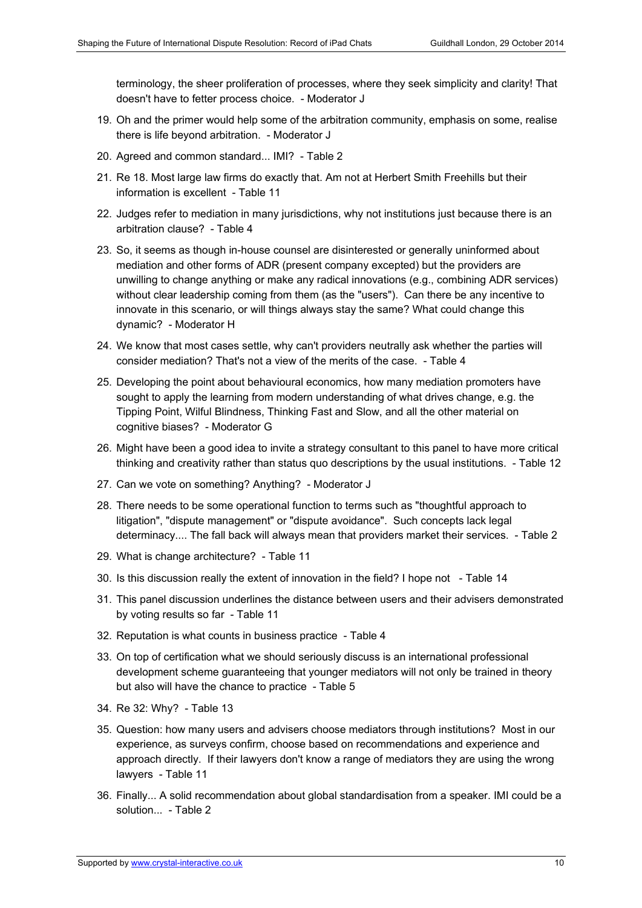terminology, the sheer proliferation of processes, where they seek simplicity and clarity! That doesn't have to fetter process choice. - Moderator J

19. Oh and the primer would help some of the arbitration community, emphasis on some, realise there is life beyond arbitration. - Moderator J
20. Agreed and common standard... IMI? - Table 2
21. Re 18. Most large law firms do exactly that. Am not at Herbert Smith Freehills but their information is excellent - Table 11
22. Judges refer to mediation in many jurisdictions, why not institutions just because there is an arbitration clause? - Table 4
23. So, it seems as though in-house counsel are disinterested or generally uninformed about mediation and other forms of ADR (present company excepted) but the providers are unwilling to change anything or make any radical innovations (e.g., combining ADR services) without clear leadership coming from them (as the "users"). Can there be any incentive to innovate in this scenario, or will things always stay the same? What could change this dynamic? - Moderator H
24. We know that most cases settle, why can't providers neutrally ask whether the parties will consider mediation? That's not a view of the merits of the case. - Table 4
25. Developing the point about behavioural economics, how many mediation promoters have sought to apply the learning from modern understanding of what drives change, e.g. the Tipping Point, Wilful Blindness, Thinking Fast and Slow, and all the other material on cognitive biases? - Moderator G
26. Might have been a good idea to invite a strategy consultant to this panel to have more critical thinking and creativity rather than status quo descriptions by the usual institutions. - Table 12
27. Can we vote on something? Anything? - Moderator J
28. There needs to be some operational function to terms such as "thoughtful approach to litigation", "dispute management" or "dispute avoidance". Such concepts lack legal determinacy.... The fall back will always mean that providers market their services. - Table 2
29. What is change architecture? - Table 11
30. Is this discussion really the extent of innovation in the field? I hope not - Table 14
31. This panel discussion underlines the distance between users and their advisers demonstrated by voting results so far - Table 11
32. Reputation is what counts in business practice - Table 4
33. On top of certification what we should seriously discuss is an international professional development scheme guaranteeing that younger mediators will not only be trained in theory but also will have the chance to practice - Table 5
34. Re 32: Why? - Table 13
35. Question: how many users and advisers choose mediators through institutions? Most in our experience, as surveys confirm, choose based on recommendations and experience and approach directly. If their lawyers don't know a range of mediators they are using the wrong lawyers - Table 11
36. Finally... A solid recommendation about global standardisation from a speaker. IMI could be a solution... - Table 2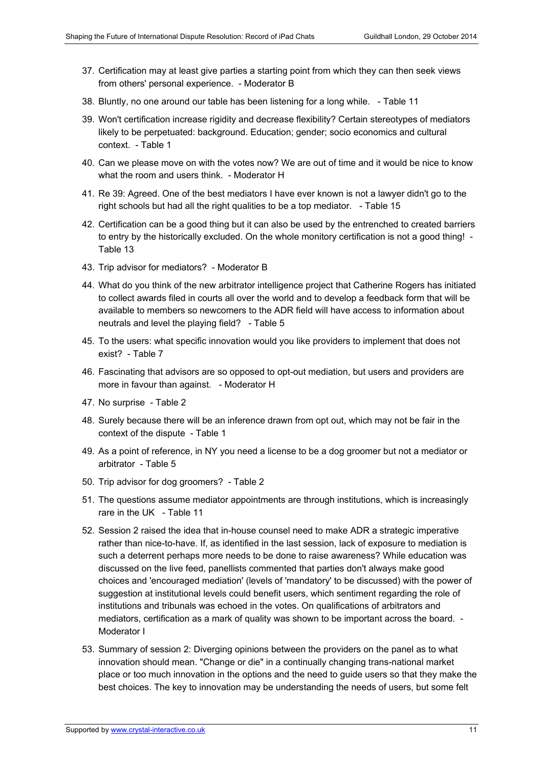37. Certification may at least give parties a starting point from which they can then seek views from others' personal experience. - Moderator B

38. Bluntly, no one around our table has been listening for a long while. - Table 11

39. Won't certification increase rigidity and decrease flexibility? Certain stereotypes of mediators likely to be perpetuated: background. Education; gender; socio economics and cultural context. - Table 1

40. Can we please move on with the votes now? We are out of time and it would be nice to know what the room and users think. - Moderator H

41. Re 39: Agreed. One of the best mediators I have ever known is not a lawyer didn't go to the right schools but had all the right qualities to be a top mediator. - Table 15

42. Certification can be a good thing but it can also be used by the entrenched to created barriers to entry by the historically excluded. On the whole monitory certification is not a good thing! - Table 13

43. Trip advisor for mediators? - Moderator B

44. What do you think of the new arbitrator intelligence project that Catherine Rogers has initiated to collect awards filed in courts all over the world and to develop a feedback form that will be available to members so newcomers to the ADR field will have access to information about neutrals and level the playing field? - Table 5

45. To the users: what specific innovation would you like providers to implement that does not exist? - Table 7

46. Fascinating that advisors are so opposed to opt-out mediation, but users and providers are more in favour than against. - Moderator H

47. No surprise - Table 2

48. Surely because there will be an inference drawn from opt out, which may not be fair in the context of the dispute - Table 1

49. As a point of reference, in NY you need a license to be a dog groomer but not a mediator or arbitrator - Table 5

50. Trip advisor for dog groomers? - Table 2

51. The questions assume mediator appointments are through institutions, which is increasingly rare in the UK - Table 11

52. Session 2 raised the idea that in-house counsel need to make ADR a strategic imperative rather than nice-to-have. If, as identified in the last session, lack of exposure to mediation is such a deterrent perhaps more needs to be done to raise awareness? While education was discussed on the live feed, panellists commented that parties don't always make good choices and 'encouraged mediation' (levels of 'mandatory' to be discussed) with the power of suggestion at institutional levels could benefit users, which sentiment regarding the role of institutions and tribunals was echoed in the votes. On qualifications of arbitrators and mediators, certification as a mark of quality was shown to be important across the board. - Moderator I

53. Summary of session 2: Diverging opinions between the providers on the panel as to what innovation should mean. "Change or die" in a continually changing trans-national market place or too much innovation in the options and the need to guide users so that they make the best choices. The key to innovation may be understanding the needs of users, but some felt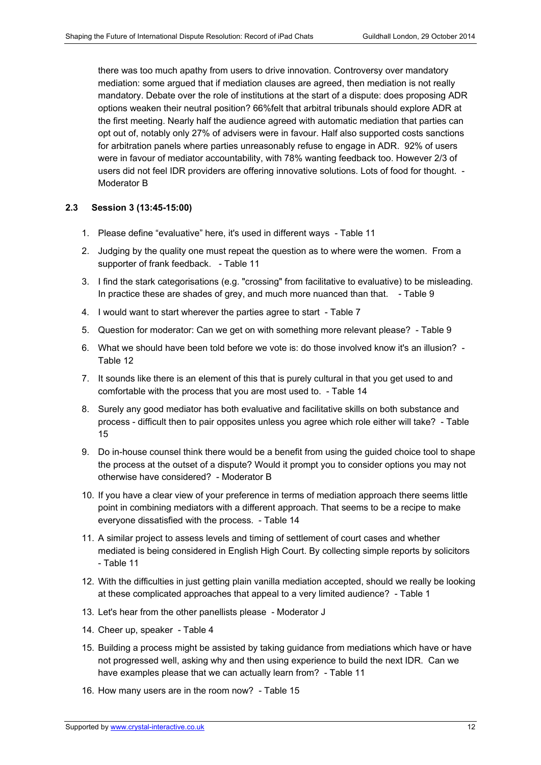there was too much apathy from users to drive innovation. Controversy over mandatory mediation: some argued that if mediation clauses are agreed, then mediation is not really mandatory. Debate over the role of institutions at the start of a dispute: does proposing ADR options weaken their neutral position? 66%felt that arbitral tribunals should explore ADR at the first meeting. Nearly half the audience agreed with automatic mediation that parties can opt out of, notably only 27% of advisers were in favour. Half also supported costs sanctions for arbitration panels where parties unreasonably refuse to engage in ADR. 92% of users were in favour of mediator accountability, with 78% wanting feedback too. However 2/3 of users did not feel IDR providers are offering innovative solutions. Lots of food for thought. - Moderator B

### 2.3 Session 3 (13:45-15:00)

1. Please define "evaluative" here, it's used in different ways - Table 11
2. Judging by the quality one must repeat the question as to where were the women. From a supporter of frank feedback. - Table 11
3. I find the stark categorisations (e.g. "crossing" from facilitative to evaluative) to be misleading. In practice these are shades of grey, and much more nuanced than that. - Table 9
4. I would want to start wherever the parties agree to start - Table 7
5. Question for moderator: Can we get on with something more relevant please? - Table 9
6. What we should have been told before we vote is: do those involved know it's an illusion? - Table 12
7. It sounds like there is an element of this that is purely cultural in that you get used to and comfortable with the process that you are most used to. - Table 14
8. Surely any good mediator has both evaluative and facilitative skills on both substance and process - difficult then to pair opposites unless you agree which role either will take? - Table 15
9. Do in-house counsel think there would be a benefit from using the guided choice tool to shape the process at the outset of a dispute? Would it prompt you to consider options you may not otherwise have considered? - Moderator B
10. If you have a clear view of your preference in terms of mediation approach there seems little point in combining mediators with a different approach. That seems to be a recipe to make everyone dissatisfied with the process. - Table 14
11. A similar project to assess levels and timing of settlement of court cases and whether mediated is being considered in English High Court. By collecting simple reports by solicitors - Table 11
12. With the difficulties in just getting plain vanilla mediation accepted, should we really be looking at these complicated approaches that appeal to a very limited audience? - Table 1
13. Let's hear from the other panellists please - Moderator J
14. Cheer up, speaker - Table 4
15. Building a process might be assisted by taking guidance from mediations which have or have not progressed well, asking why and then using experience to build the next IDR. Can we have examples please that we can actually learn from? - Table 11
16. How many users are in the room now? - Table 15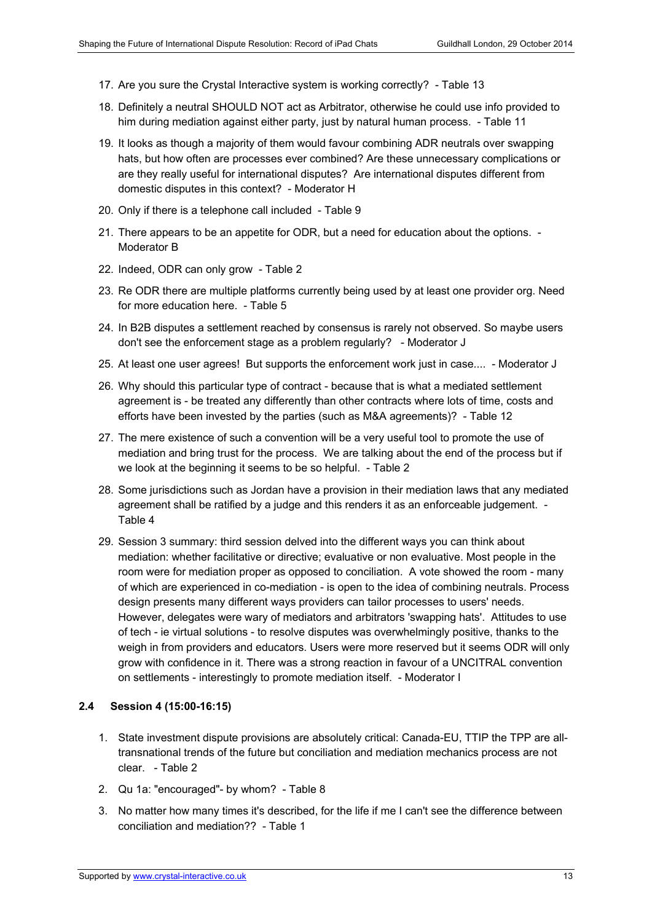17. Are you sure the Crystal Interactive system is working correctly? - Table 13
18. Definitely a neutral SHOULD NOT act as Arbitrator, otherwise he could use info provided to him during mediation against either party, just by natural human process. - Table 11
19. It looks as though a majority of them would favour combining ADR neutrals over swapping hats, but how often are processes ever combined? Are these unnecessary complications or are they really useful for international disputes? Are international disputes different from domestic disputes in this context? - Moderator H
20. Only if there is a telephone call included - Table 9
21. There appears to be an appetite for ODR, but a need for education about the options. - Moderator B
22. Indeed, ODR can only grow - Table 2
23. Re ODR there are multiple platforms currently being used by at least one provider org. Need for more education here. - Table 5
24. In B2B disputes a settlement reached by consensus is rarely not observed. So maybe users don't see the enforcement stage as a problem regularly? - Moderator J
25. At least one user agrees! But supports the enforcement work just in case.... - Moderator J
26. Why should this particular type of contract - because that is what a mediated settlement agreement is - be treated any differently than other contracts where lots of time, costs and efforts have been invested by the parties (such as M&A agreements)? - Table 12
27. The mere existence of such a convention will be a very useful tool to promote the use of mediation and bring trust for the process. We are talking about the end of the process but if we look at the beginning it seems to be so helpful. - Table 2
28. Some jurisdictions such as Jordan have a provision in their mediation laws that any mediated agreement shall be ratified by a judge and this renders it as an enforceable judgement. - Table 4
29. Session 3 summary: third session delved into the different ways you can think about mediation: whether facilitative or directive; evaluative or non evaluative. Most people in the room were for mediation proper as opposed to conciliation. A vote showed the room - many of which are experienced in co-mediation - is open to the idea of combining neutrals. Process design presents many different ways providers can tailor processes to users' needs. However, delegates were wary of mediators and arbitrators 'swapping hats'. Attitudes to use of tech - ie virtual solutions - to resolve disputes was overwhelmingly positive, thanks to the weigh in from providers and educators. Users were more reserved but it seems ODR will only grow with confidence in it. There was a strong reaction in favour of a UNCITRAL convention on settlements - interestingly to promote mediation itself. - Moderator I

### 2.4 Session 4 (15:00-16:15)

1. State investment dispute provisions are absolutely critical: Canada-EU, TTIP the TPP are all-transnational trends of the future but conciliation and mediation mechanics process are not clear. - Table 2
2. Qu 1a: "encouraged"- by whom? - Table 8
3. No matter how many times it's described, for the life if me I can't see the difference between conciliation and mediation?? - Table 1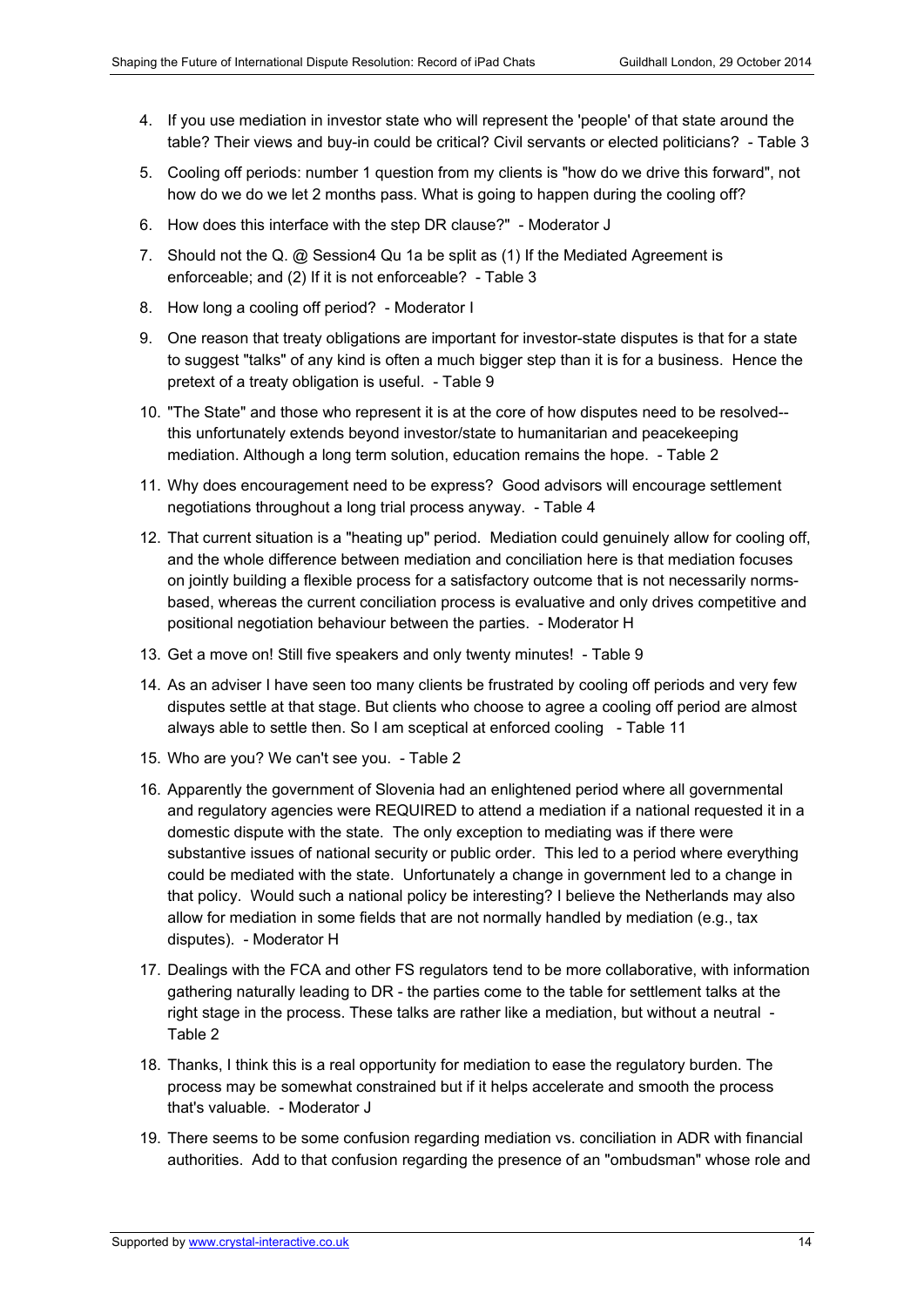4. If you use mediation in investor state who will represent the 'people' of that state around the table? Their views and buy-in could be critical? Civil servants or elected politicians? - Table 3

5. Cooling off periods: number 1 question from my clients is "how do we drive this forward", not how do we do we let 2 months pass. What is going to happen during the cooling off?

6. How does this interface with the step DR clause?" - Moderator J

7. Should not the Q. @ Session4 Qu 1a be split as (1) If the Mediated Agreement is enforceable; and (2) If it is not enforceable? - Table 3

8. How long a cooling off period? - Moderator I

9. One reason that treaty obligations are important for investor-state disputes is that for a state to suggest "talks" of any kind is often a much bigger step than it is for a business. Hence the pretext of a treaty obligation is useful. - Table 9

10. "The State" and those who represent it is at the core of how disputes need to be resolved--this unfortunately extends beyond investor/state to humanitarian and peacekeeping mediation. Although a long term solution, education remains the hope. - Table 2

11. Why does encouragement need to be express? Good advisors will encourage settlement negotiations throughout a long trial process anyway. - Table 4

12. That current situation is a "heating up" period. Mediation could genuinely allow for cooling off, and the whole difference between mediation and conciliation here is that mediation focuses on jointly building a flexible process for a satisfactory outcome that is not necessarily norms-based, whereas the current conciliation process is evaluative and only drives competitive and positional negotiation behaviour between the parties. - Moderator H

13. Get a move on! Still five speakers and only twenty minutes! - Table 9

14. As an adviser I have seen too many clients be frustrated by cooling off periods and very few disputes settle at that stage. But clients who choose to agree a cooling off period are almost always able to settle then. So I am sceptical at enforced cooling - Table 11

15. Who are you? We can't see you. - Table 2

16. Apparently the government of Slovenia had an enlightened period where all governmental and regulatory agencies were REQUIRED to attend a mediation if a national requested it in a domestic dispute with the state. The only exception to mediating was if there were substantive issues of national security or public order. This led to a period where everything could be mediated with the state. Unfortunately a change in government led to a change in that policy. Would such a national policy be interesting? I believe the Netherlands may also allow for mediation in some fields that are not normally handled by mediation (e.g., tax disputes). - Moderator H

17. Dealings with the FCA and other FS regulators tend to be more collaborative, with information gathering naturally leading to DR - the parties come to the table for settlement talks at the right stage in the process. These talks are rather like a mediation, but without a neutral - Table 2

18. Thanks, I think this is a real opportunity for mediation to ease the regulatory burden. The process may be somewhat constrained but if it helps accelerate and smooth the process that's valuable. - Moderator J

19. There seems to be some confusion regarding mediation vs. conciliation in ADR with financial authorities. Add to that confusion regarding the presence of an "ombudsman" whose role and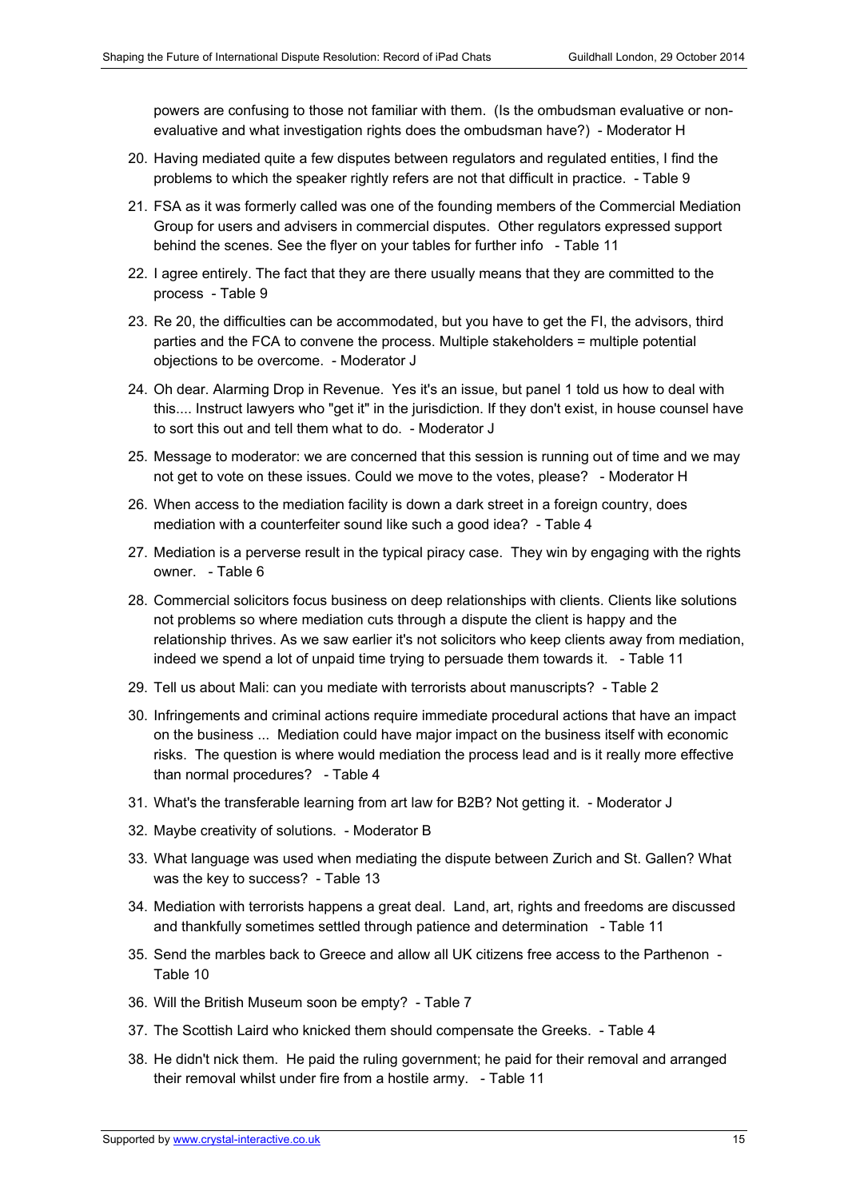powers are confusing to those not familiar with them. (Is the ombudsman evaluative or non-evaluative and what investigation rights does the ombudsman have?) - Moderator H

20. Having mediated quite a few disputes between regulators and regulated entities, I find the problems to which the speaker rightly refers are not that difficult in practice. - Table 9
21. FSA as it was formerly called was one of the founding members of the Commercial Mediation Group for users and advisers in commercial disputes. Other regulators expressed support behind the scenes. See the flyer on your tables for further info - Table 11
22. I agree entirely. The fact that they are there usually means that they are committed to the process - Table 9
23. Re 20, the difficulties can be accommodated, but you have to get the FI, the advisors, third parties and the FCA to convene the process. Multiple stakeholders = multiple potential objections to be overcome. - Moderator J
24. Oh dear. Alarming Drop in Revenue. Yes it's an issue, but panel 1 told us how to deal with this.... Instruct lawyers who "get it" in the jurisdiction. If they don't exist, in house counsel have to sort this out and tell them what to do. - Moderator J
25. Message to moderator: we are concerned that this session is running out of time and we may not get to vote on these issues. Could we move to the votes, please? - Moderator H
26. When access to the mediation facility is down a dark street in a foreign country, does mediation with a counterfeiter sound like such a good idea? - Table 4
27. Mediation is a perverse result in the typical piracy case. They win by engaging with the rights owner. - Table 6
28. Commercial solicitors focus business on deep relationships with clients. Clients like solutions not problems so where mediation cuts through a dispute the client is happy and the relationship thrives. As we saw earlier it's not solicitors who keep clients away from mediation, indeed we spend a lot of unpaid time trying to persuade them towards it. - Table 11
29. Tell us about Mali: can you mediate with terrorists about manuscripts? - Table 2
30. Infringements and criminal actions require immediate procedural actions that have an impact on the business ... Mediation could have major impact on the business itself with economic risks. The question is where would mediation the process lead and is it really more effective than normal procedures? - Table 4
31. What's the transferable learning from art law for B2B? Not getting it. - Moderator J
32. Maybe creativity of solutions. - Moderator B
33. What language was used when mediating the dispute between Zurich and St. Gallen? What was the key to success? - Table 13
34. Mediation with terrorists happens a great deal. Land, art, rights and freedoms are discussed and thankfully sometimes settled through patience and determination - Table 11
35. Send the marbles back to Greece and allow all UK citizens free access to the Parthenon - Table 10
36. Will the British Museum soon be empty? - Table 7
37. The Scottish Laird who knicked them should compensate the Greeks. - Table 4
38. He didn't nick them. He paid the ruling government; he paid for their removal and arranged their removal whilst under fire from a hostile army. - Table 11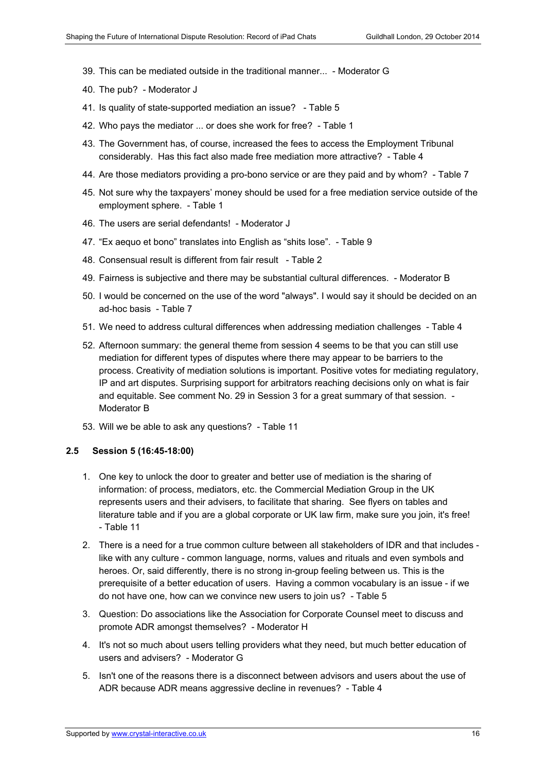39. This can be mediated outside in the traditional manner... - Moderator G
40. The pub? - Moderator J
41. Is quality of state-supported mediation an issue? - Table 5
42. Who pays the mediator ... or does she work for free? - Table 1
43. The Government has, of course, increased the fees to access the Employment Tribunal considerably. Has this fact also made free mediation more attractive? - Table 4
44. Are those mediators providing a pro-bono service or are they paid and by whom? - Table 7
45. Not sure why the taxpayers' money should be used for a free mediation service outside of the employment sphere. - Table 1
46. The users are serial defendants! - Moderator J
47. "Ex aequo et bono" translates into English as "shits lose". - Table 9
48. Consensual result is different from fair result - Table 2
49. Fairness is subjective and there may be substantial cultural differences. - Moderator B
50. I would be concerned on the use of the word "always". I would say it should be decided on an ad-hoc basis - Table 7
51. We need to address cultural differences when addressing mediation challenges - Table 4
52. Afternoon summary: the general theme from session 4 seems to be that you can still use mediation for different types of disputes where there may appear to be barriers to the process. Creativity of mediation solutions is important. Positive votes for mediating regulatory, IP and art disputes. Surprising support for arbitrators reaching decisions only on what is fair and equitable. See comment No. 29 in Session 3 for a great summary of that session. - Moderator B
53. Will we be able to ask any questions? - Table 11

### 2.5 Session 5 (16:45-18:00)

1. One key to unlock the door to greater and better use of mediation is the sharing of information: of process, mediators, etc. the Commercial Mediation Group in the UK represents users and their advisers, to facilitate that sharing. See flyers on tables and literature table and if you are a global corporate or UK law firm, make sure you join, it's free! - Table 11
2. There is a need for a true common culture between all stakeholders of IDR and that includes - like with any culture - common language, norms, values and rituals and even symbols and heroes. Or, said differently, there is no strong in-group feeling between us. This is the prerequisite of a better education of users. Having a common vocabulary is an issue - if we do not have one, how can we convince new users to join us? - Table 5
3. Question: Do associations like the Association for Corporate Counsel meet to discuss and promote ADR amongst themselves? - Moderator H
4. It's not so much about users telling providers what they need, but much better education of users and advisers? - Moderator G
5. Isn't one of the reasons there is a disconnect between advisors and users about the use of ADR because ADR means aggressive decline in revenues? - Table 4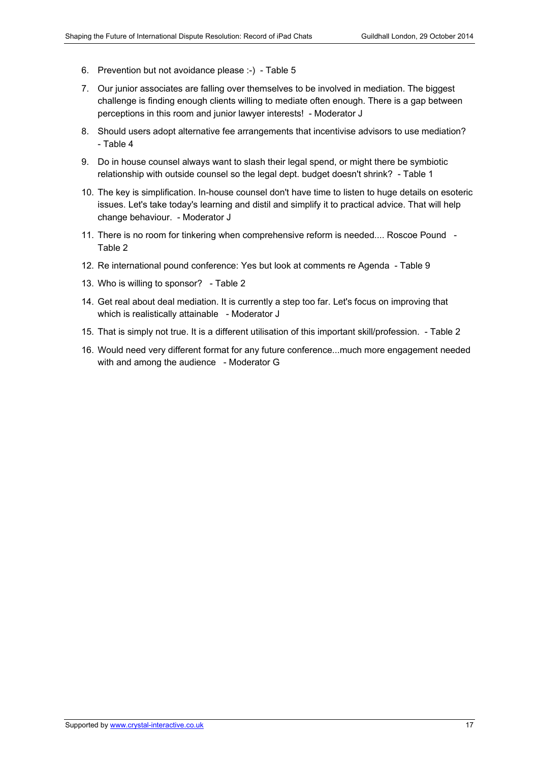6. Prevention but not avoidance please :-)  - Table 5
7. Our junior associates are falling over themselves to be involved in mediation. The biggest challenge is finding enough clients willing to mediate often enough. There is a gap between perceptions in this room and junior lawyer interests!  - Moderator J
8. Should users adopt alternative fee arrangements that incentivise advisors to use mediation?  - Table 4
9. Do in house counsel always want to slash their legal spend, or might there be symbiotic relationship with outside counsel so the legal dept. budget doesn't shrink?  - Table 1
10. The key is simplification. In-house counsel don't have time to listen to huge details on esoteric issues. Let's take today's learning and distil and simplify it to practical advice. That will help change behaviour.  - Moderator J
11. There is no room for tinkering when comprehensive reform is needed.... Roscoe Pound  - Table 2
12. Re international pound conference: Yes but look at comments re Agenda  - Table 9
13. Who is willing to sponsor?  - Table 2
14. Get real about deal mediation. It is currently a step too far. Let's focus on improving that which is realistically attainable  - Moderator J
15. That is simply not true. It is a different utilisation of this important skill/profession.  - Table 2
16. Would need very different format for any future conference...much more engagement needed with and among the audience  - Moderator G